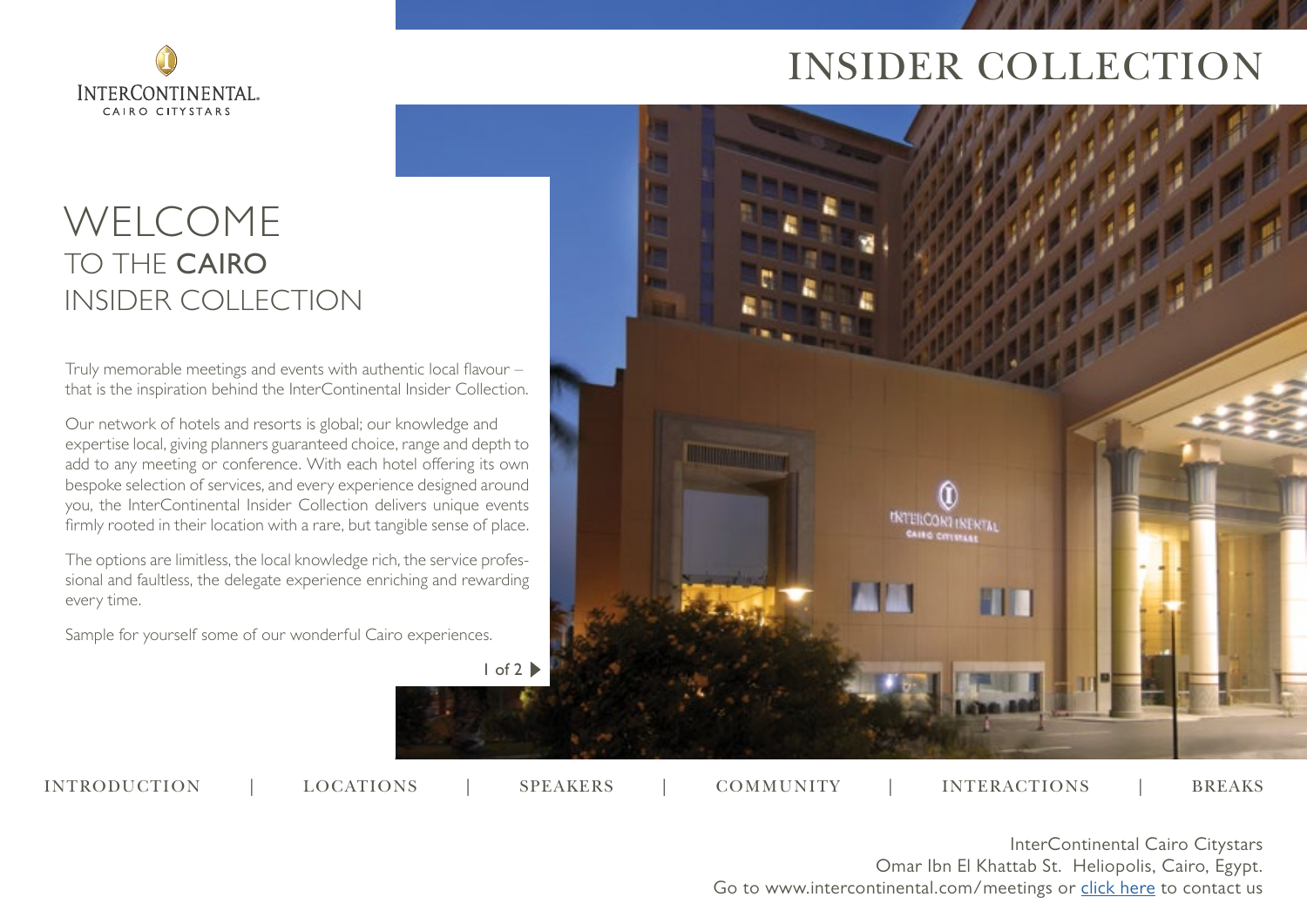InterContinental.
CAIRO CITYSTARS

# INSIDER COLLECTION

# WELCOME
## TO THE **CAIRO** INSIDER COLLECTION

Truly memorable meetings and events with authentic local flavour – that is the inspiration behind the InterContinental Insider Collection.

Our network of hotels and resorts is global; our knowledge and expertise local, giving planners guaranteed choice, range and depth to add to any meeting or conference. With each hotel offering its own bespoke selection of services, and every experience designed around you, the InterContinental Insider Collection delivers unique events firmly rooted in their location with a rare, but tangible sense of place.

The options are limitless, the local knowledge rich, the service professional and faultless, the delegate experience enriching and rewarding every time.

Sample for yourself some of our wonderful Cairo experiences.

INTRODUCTION | LOCATIONS | SPEAKERS | COMMUNITY | INTERACTIONS | BREAKS

InterContinental Cairo Citystars
Omar Ibn El Khattab St. Heliopolis, Cairo, Egypt.
Go to www.intercontinental.com/meetings or click here to contact us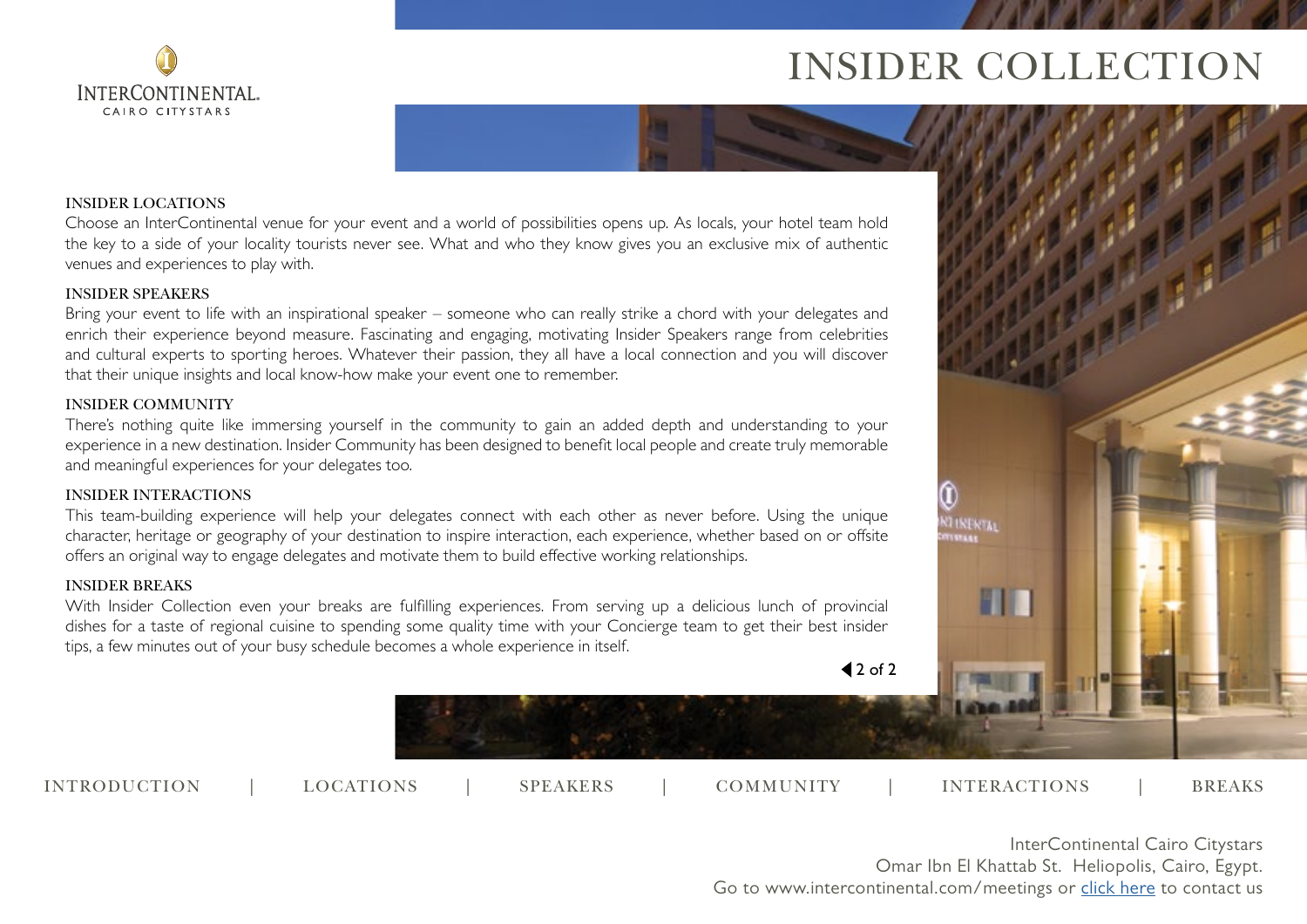INTERCONTINENTAL.
CAIRO CITYSTARS

# INSIDER COLLECTION

## INSIDER LOCATIONS

Choose an InterContinental venue for your event and a world of possibilities opens up. As locals, your hotel team hold the key to a side of your locality tourists never see. What and who they know gives you an exclusive mix of authentic venues and experiences to play with.

## INSIDER SPEAKERS

Bring your event to life with an inspirational speaker – someone who can really strike a chord with your delegates and enrich their experience beyond measure. Fascinating and engaging, motivating Insider Speakers range from celebrities and cultural experts to sporting heroes. Whatever their passion, they all have a local connection and you will discover that their unique insights and local know-how make your event one to remember.

## INSIDER COMMUNITY

There's nothing quite like immersing yourself in the community to gain an added depth and understanding to your experience in a new destination. Insider Community has been designed to benefit local people and create truly memorable and meaningful experiences for your delegates too.

## INSIDER INTERACTIONS

This team-building experience will help your delegates connect with each other as never before. Using the unique character, heritage or geography of your destination to inspire interaction, each experience, whether based on or offsite offers an original way to engage delegates and motivate them to build effective working relationships.

## INSIDER BREAKS

With Insider Collection even your breaks are fulfilling experiences. From serving up a delicious lunch of provincial dishes for a taste of regional cuisine to spending some quality time with your Concierge team to get their best insider tips, a few minutes out of your busy schedule becomes a whole experience in itself.

INTRODUCTION | LOCATIONS | SPEAKERS | COMMUNITY | INTERACTIONS | BREAKS

InterContinental Cairo Citystars
Omar Ibn El Khattab St. Heliopolis, Cairo, Egypt.
Go to www.intercontinental.com/meetings or click here to contact us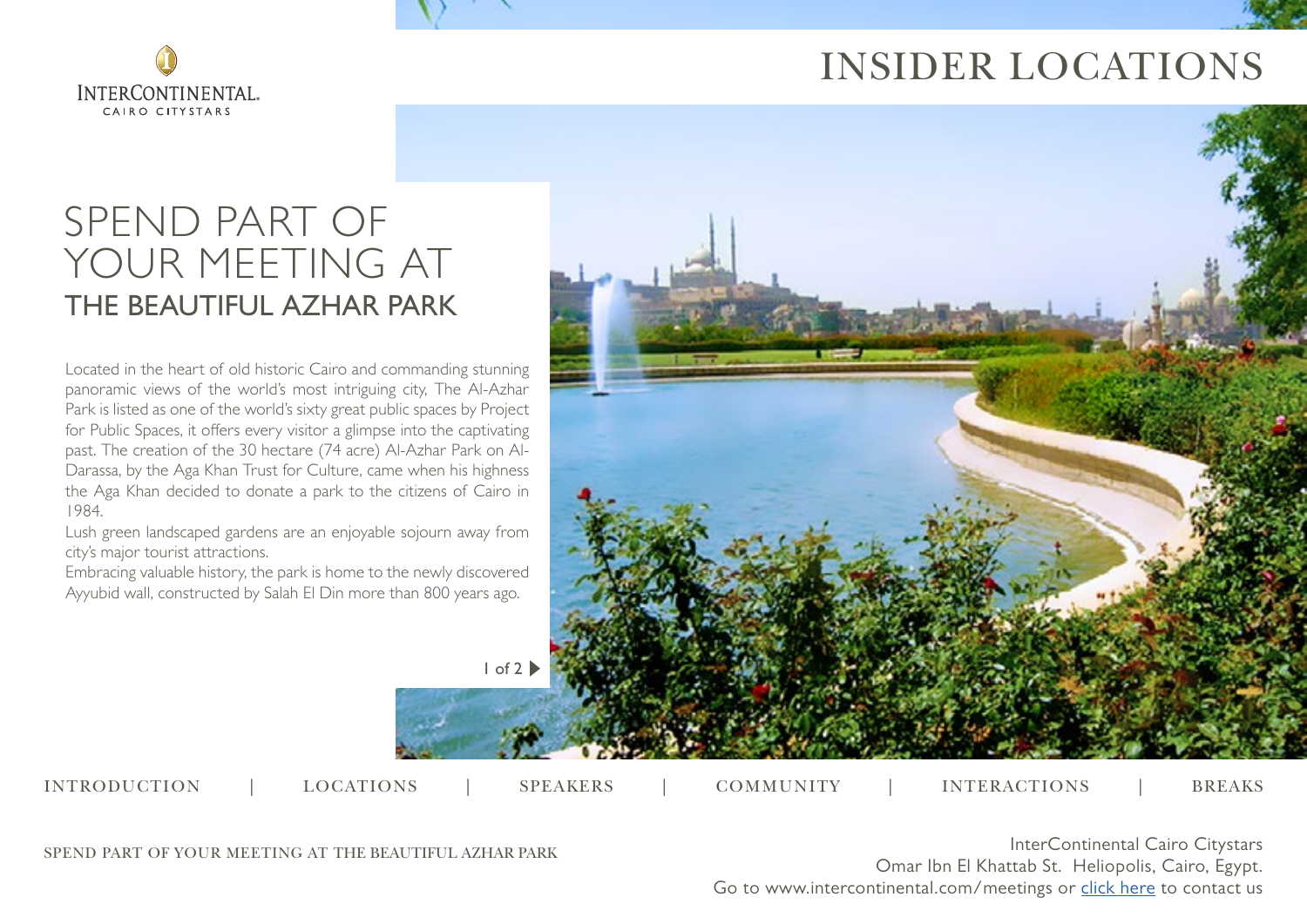# INSIDER LOCATIONS

## SPEND PART OF YOUR MEETING AT THE BEAUTIFUL AZHAR PARK

Located in the heart of old historic Cairo and commanding stunning panoramic views of the world's most intriguing city, The Al-Azhar Park is listed as one of the world's sixty great public spaces by Project for Public Spaces, it offers every visitor a glimpse into the captivating past. The creation of the 30 hectare (74 acre) Al-Azhar Park on Al-Darassa, by the Aga Khan Trust for Culture, came when his highness the Aga Khan decided to donate a park to the citizens of Cairo in 1984.

Lush green landscaped gardens are an enjoyable sojourn away from city's major tourist attractions.

Embracing valuable history, the park is home to the newly discovered Ayyubid wall, constructed by Salah El Din more than 800 years ago.

INTRODUCTION | LOCATIONS | SPEAKERS | COMMUNITY | INTERACTIONS | BREAKS

InterContinental Cairo Citystars
Omar Ibn El Khattab St. Heliopolis, Cairo, Egypt.
Go to www.intercontinental.com/meetings or click here to contact us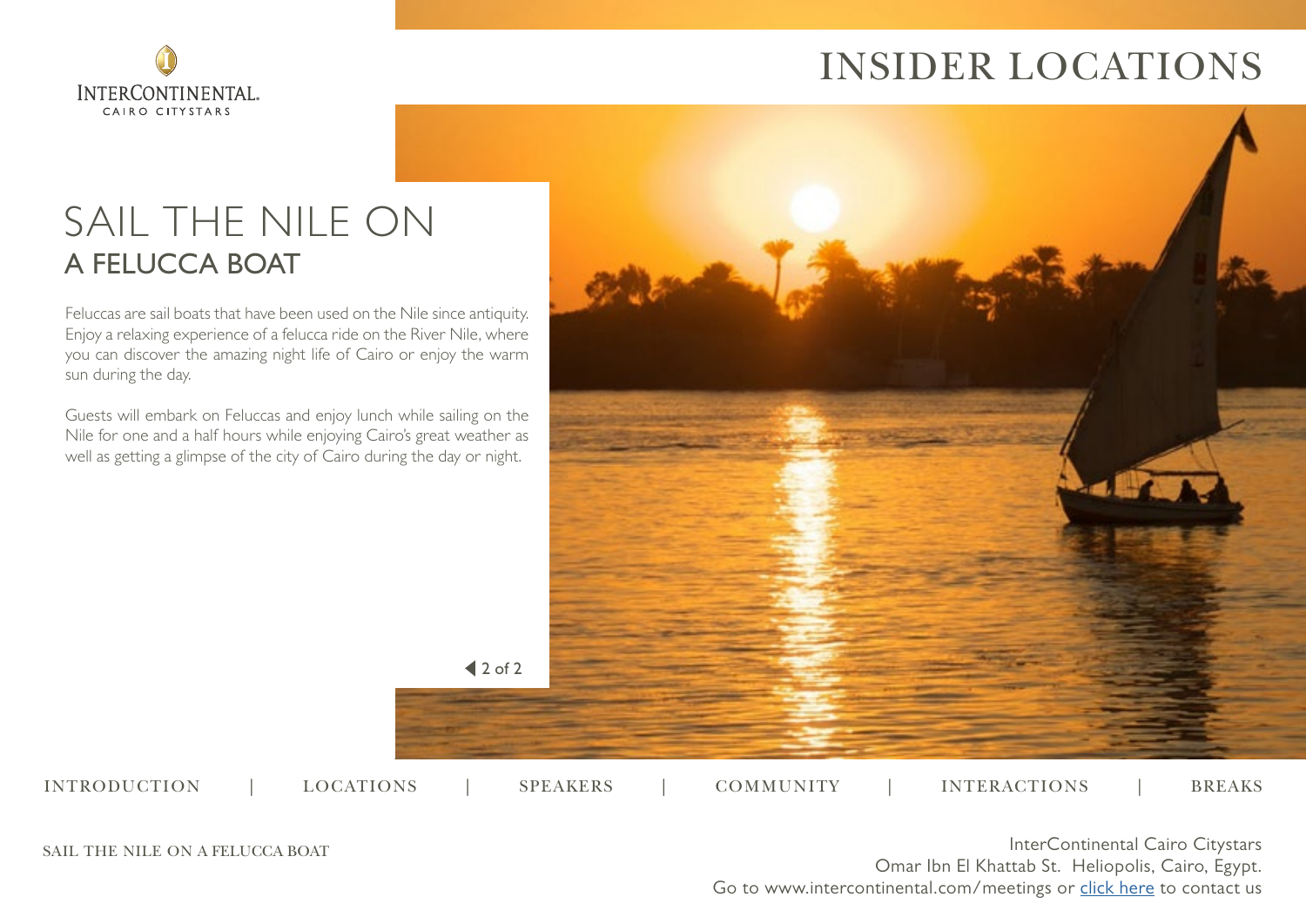# INSIDER LOCATIONS

## SAIL THE NILE ON A FELUCCA BOAT

Feluccas are sail boats that have been used on the Nile since antiquity. Enjoy a relaxing experience of a felucca ride on the River Nile, where you can discover the amazing night life of Cairo or enjoy the warm sun during the day.

Guests will embark on Feluccas and enjoy lunch while sailing on the Nile for one and a half hours while enjoying Cairo's great weather as well as getting a glimpse of the city of Cairo during the day or night.

InterContinental Cairo Citystars
Omar Ibn El Khattab St. Heliopolis, Cairo, Egypt.
Go to www.intercontinental.com/meetings or click here to contact us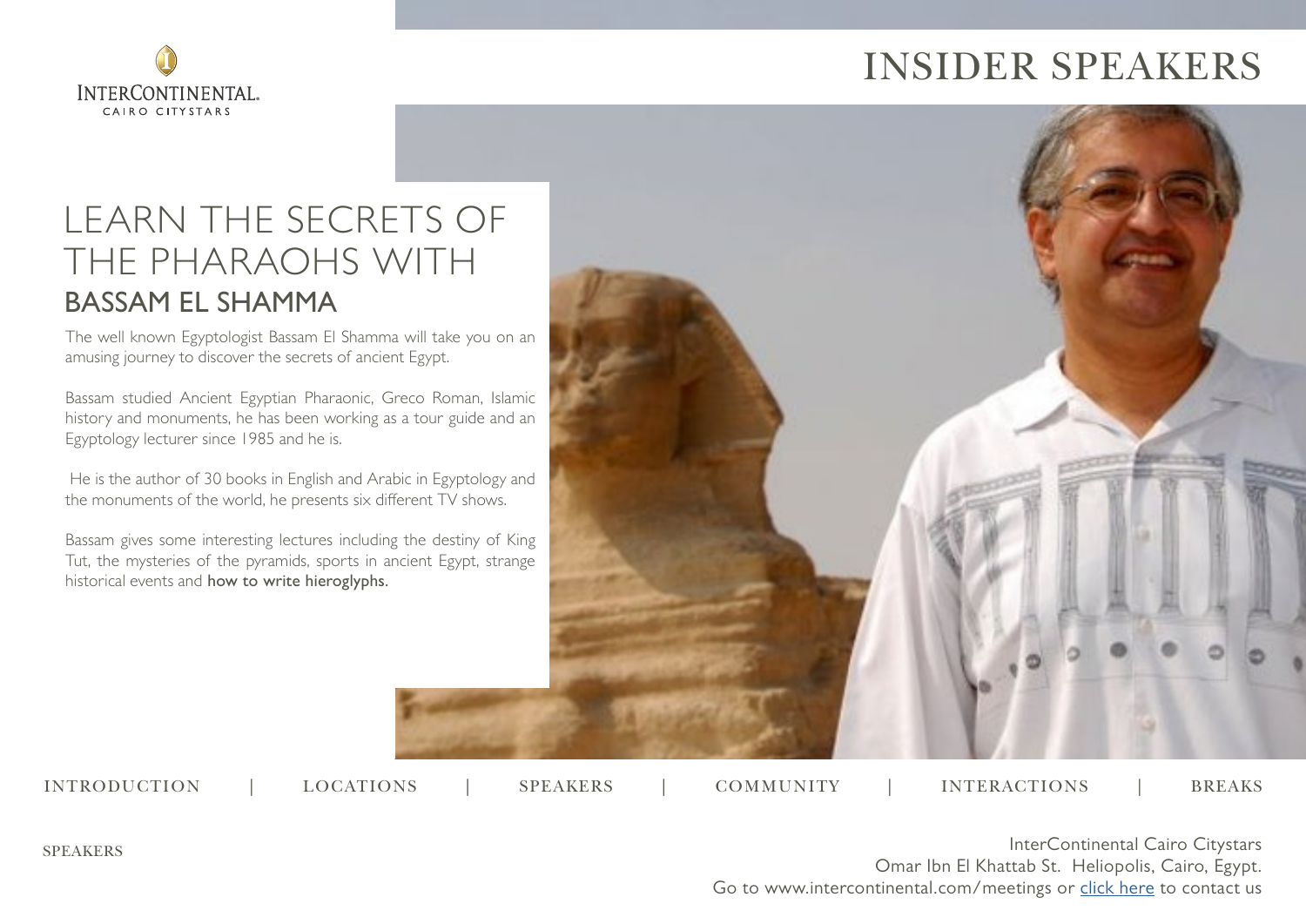# INSIDER SPEAKERS

## LEARN THE SECRETS OF THE PHARAOHS WITH BASSAM EL SHAMMA

The well known Egyptologist Bassam El Shamma will take you on an amusing journey to discover the secrets of ancient Egypt.

Bassam studied Ancient Egyptian Pharaonic, Greco Roman, Islamic history and monuments, he has been working as a tour guide and an Egyptology lecturer since 1985 and he is.

He is the author of 30 books in English and Arabic in Egyptology and the monuments of the world, he presents six different TV shows.

Bassam gives some interesting lectures including the destiny of King Tut, the mysteries of the pyramids, sports in ancient Egypt, strange historical events and how to write hieroglyphs.

INTRODUCTION | LOCATIONS | SPEAKERS | COMMUNITY | INTERACTIONS | BREAKS

InterContinental Cairo Citystars
Omar Ibn El Khattab St. Heliopolis, Cairo, Egypt.
Go to www.intercontinental.com/meetings or click here to contact us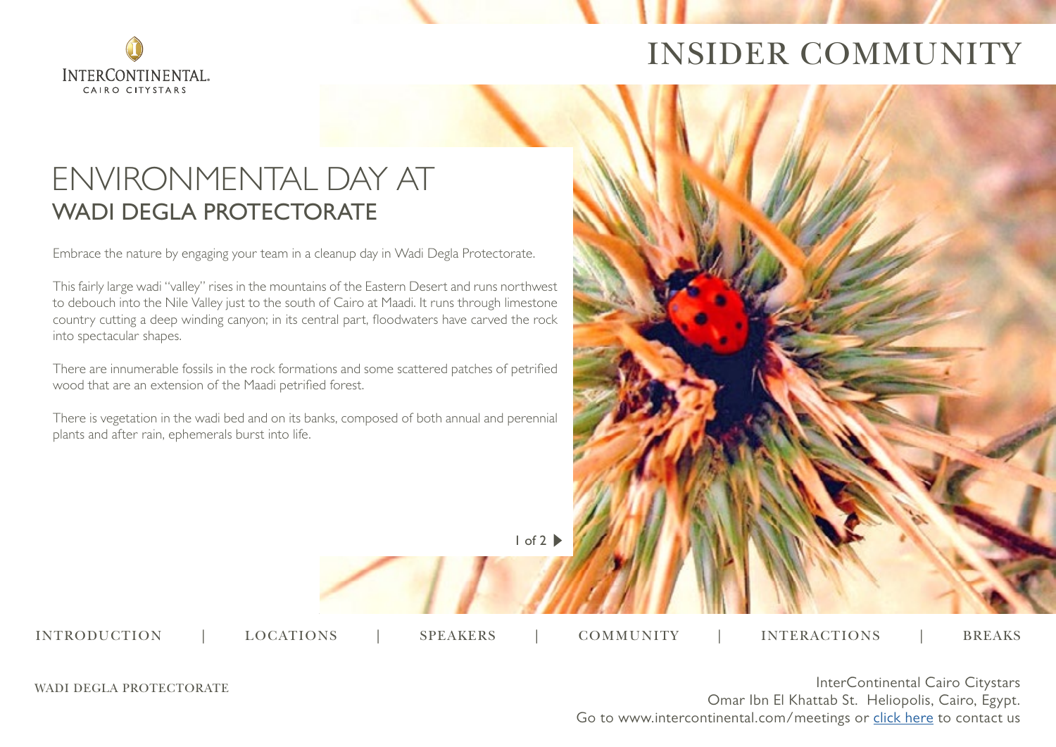# ENVIRONMENTAL DAY AT
## WADI DEGLA PROTECTORATE

Embrace the nature by engaging your team in a cleanup day in Wadi Degla Protectorate.

This fairly large wadi "valley" rises in the mountains of the Eastern Desert and runs northwest to debouch into the Nile Valley just to the south of Cairo at Maadi. It runs through limestone country cutting a deep winding canyon; in its central part, floodwaters have carved the rock into spectacular shapes.

There are innumerable fossils in the rock formations and some scattered patches of petrified wood that are an extension of the Maadi petrified forest.

There is vegetation in the wadi bed and on its banks, composed of both annual and perennial plants and after rain, ephemerals burst into life.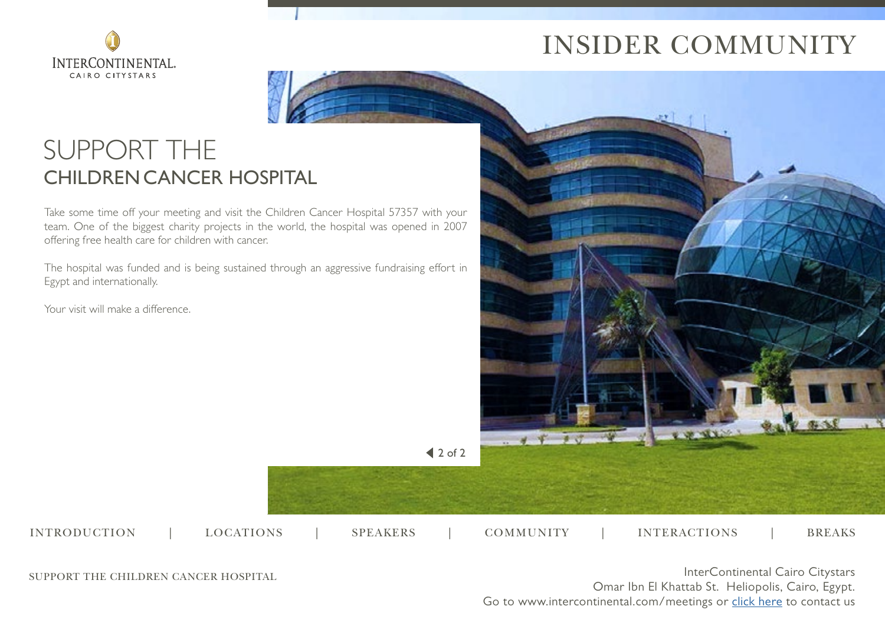# SUPPORT THE CHILDREN CANCER HOSPITAL

Take some time off your meeting and visit the Children Cancer Hospital 57357 with your team. One of the biggest charity projects in the world, the hospital was opened in 2007 offering free health care for children with cancer.

The hospital was funded and is being sustained through an aggressive fundraising effort in Egypt and internationally.

Your visit will make a difference.

InterContinental Cairo Citystars
Omar Ibn El Khattab St. Heliopolis, Cairo, Egypt.
Go to www.intercontinental.com/meetings or click here to contact us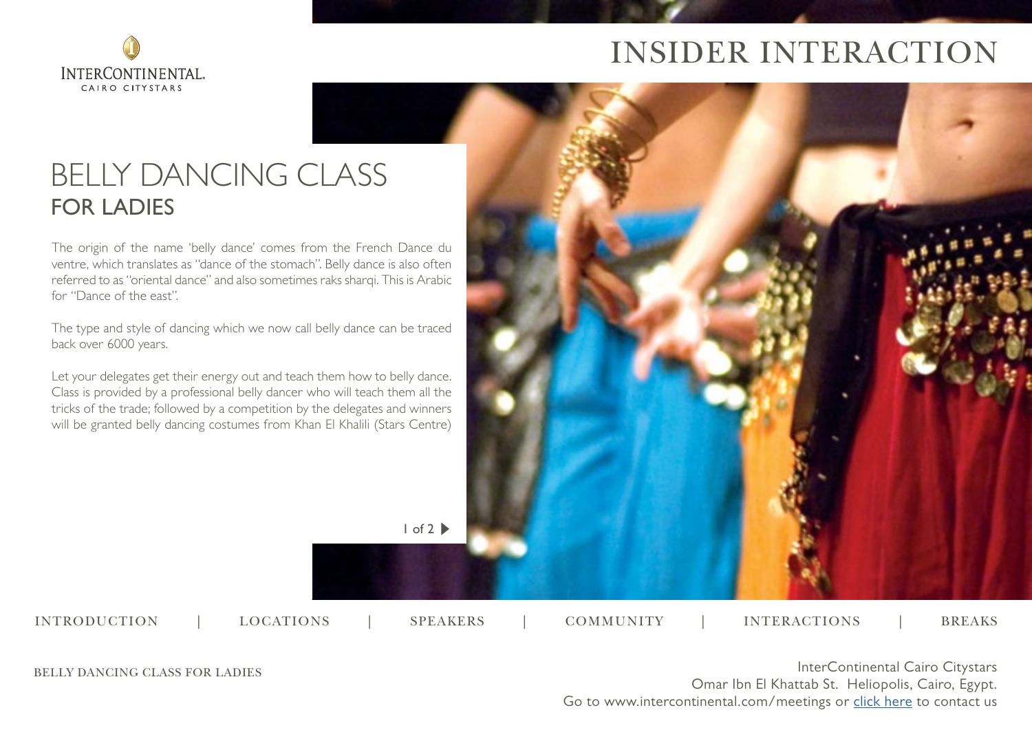# BELLY DANCING CLASS
## FOR LADIES

The origin of the name 'belly dance' comes from the French Dance du ventre, which translates as "dance of the stomach". Belly dance is also often referred to as "oriental dance" and also sometimes raks sharqi. This is Arabic for "Dance of the east".

The type and style of dancing which we now call belly dance can be traced back over 6000 years.

Let your delegates get their energy out and teach them how to belly dance. Class is provided by a professional belly dancer who will teach them all the tricks of the trade; followed by a competition by the delegates and winners will be granted belly dancing costumes from Khan El Khalili (Stars Centre)

InterContinental Cairo Citystars
Omar Ibn El Khattab St. Heliopolis, Cairo, Egypt.
Go to www.intercontinental.com/meetings or click here to contact us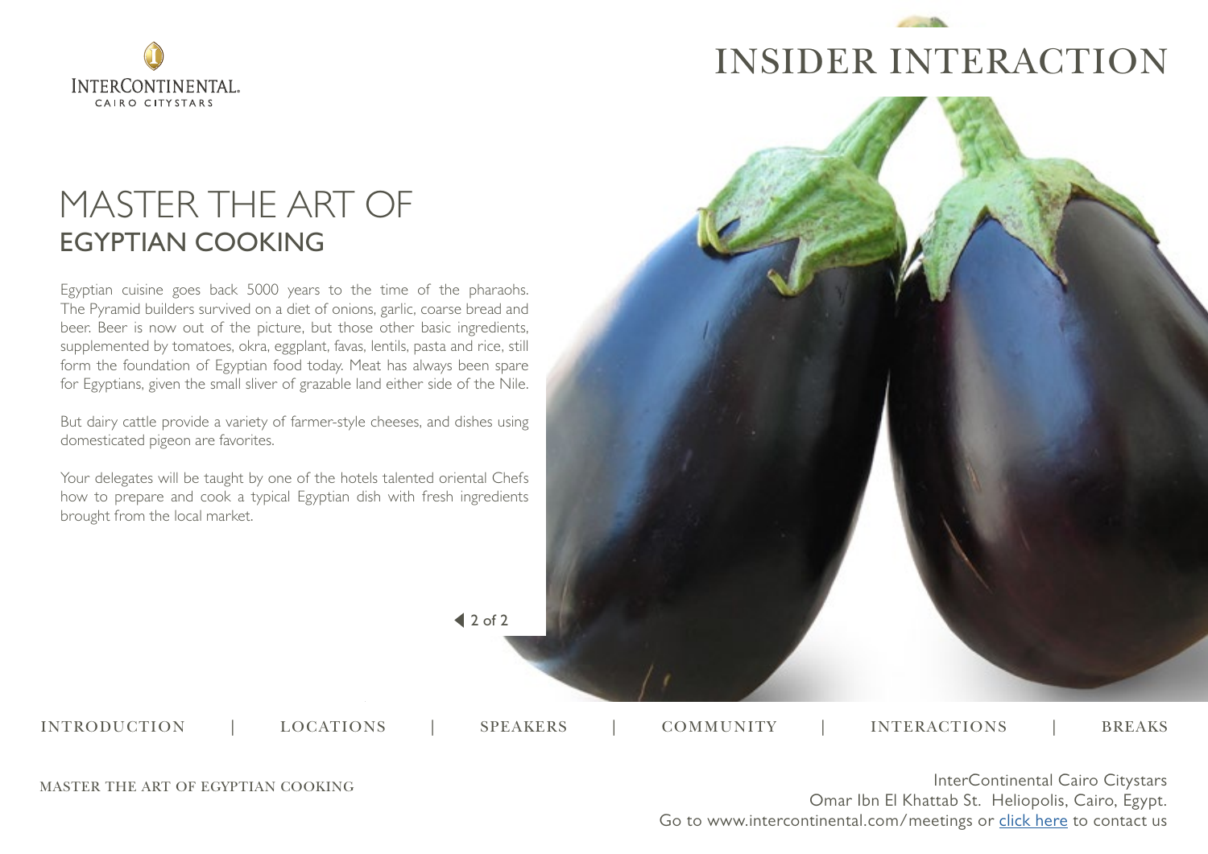# MASTER THE ART OF
## EGYPTIAN COOKING

Egyptian cuisine goes back 5000 years to the time of the pharaohs. The Pyramid builders survived on a diet of onions, garlic, coarse bread and beer. Beer is now out of the picture, but those other basic ingredients, supplemented by tomatoes, okra, eggplant, favas, lentils, pasta and rice, still form the foundation of Egyptian food today. Meat has always been spare for Egyptians, given the small sliver of grazable land either side of the Nile.

But dairy cattle provide a variety of farmer-style cheeses, and dishes using domesticated pigeon are favorites.

Your delegates will be taught by one of the hotels talented oriental Chefs how to prepare and cook a typical Egyptian dish with fresh ingredients brought from the local market.

InterContinental Cairo Citystars
Omar Ibn El Khattab St. Heliopolis, Cairo, Egypt.
Go to www.intercontinental.com/meetings or click here to contact us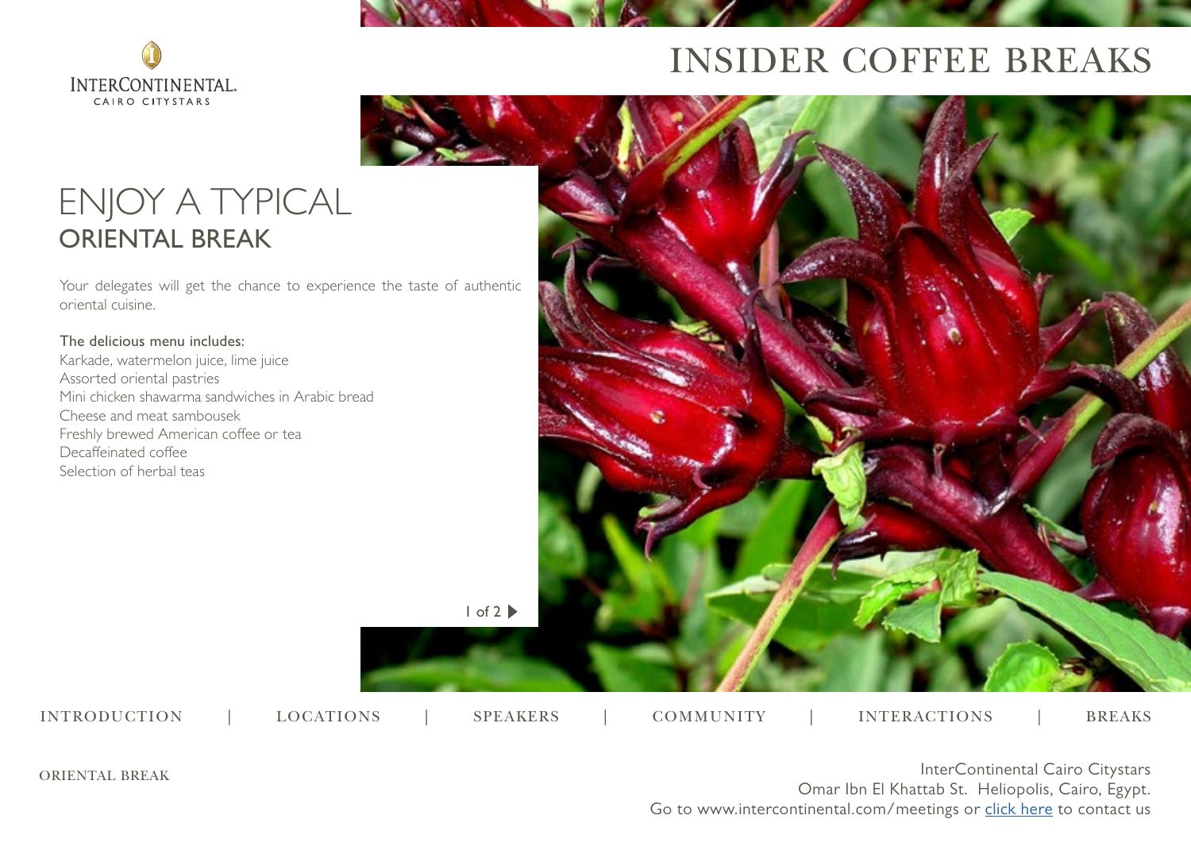# INSIDER COFFEE BREAKS

## ENJOY A TYPICAL ORIENTAL BREAK

Your delegates will get the chance to experience the taste of authentic oriental cuisine.

The delicious menu includes:
Karkade, watermelon juice, lime juice
Assorted oriental pastries
Mini chicken shawarma sandwiches in Arabic bread
Cheese and meat sambousek
Freshly brewed American coffee or tea
Decaffeinated coffee
Selection of herbal teas

INTRODUCTION | LOCATIONS | SPEAKERS | COMMUNITY | INTERACTIONS | BREAKS

ORIENTAL BREAK

InterContinental Cairo Citystars
Omar Ibn El Khattab St. Heliopolis, Cairo, Egypt.
Go to www.intercontinental.com/meetings or click here to contact us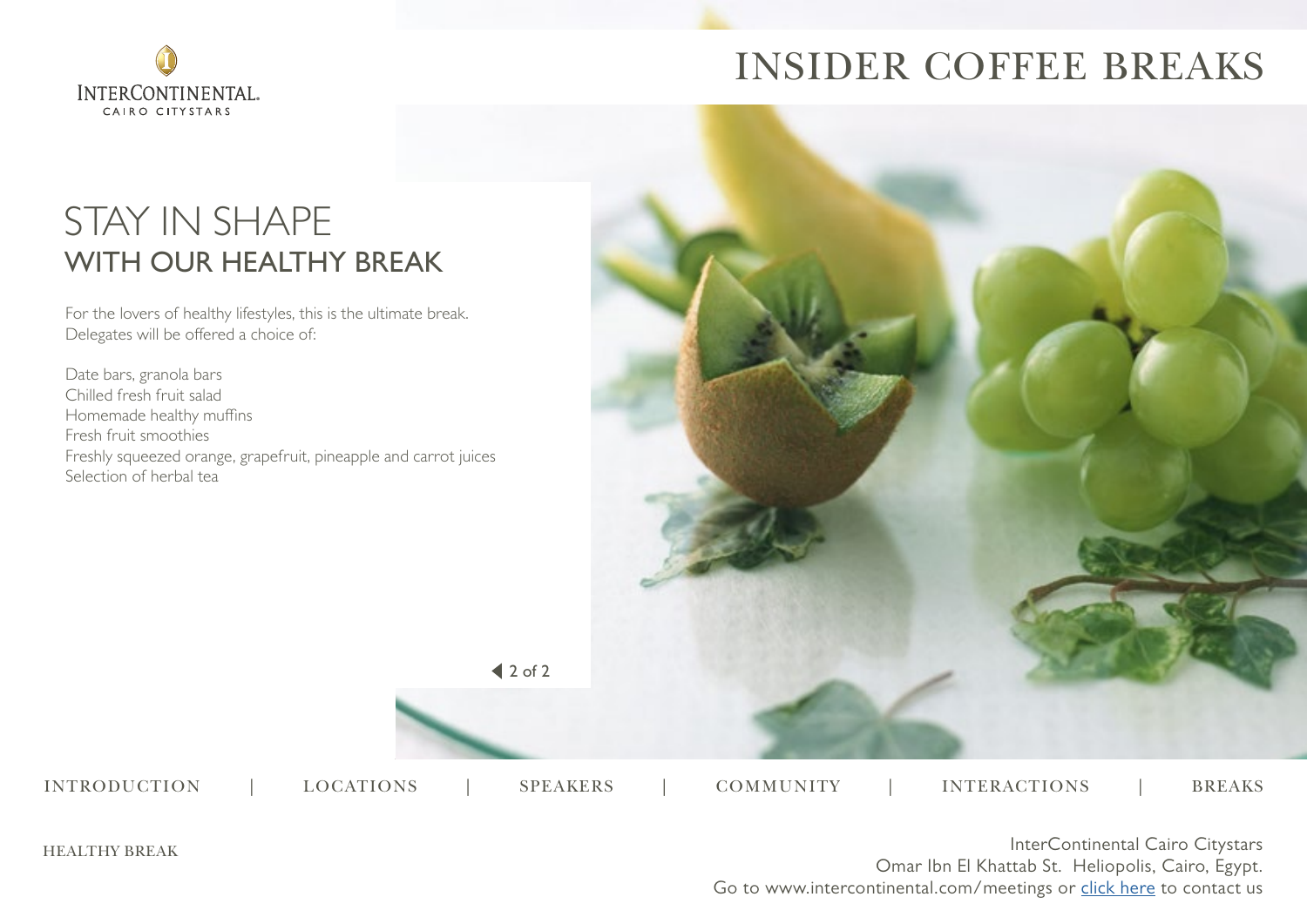INTERCONTINENTAL.
CAIRO CITYSTARS

# INSIDER COFFEE BREAKS

## STAY IN SHAPE
## WITH OUR HEALTHY BREAK

For the lovers of healthy lifestyles, this is the ultimate break.
Delegates will be offered a choice of:

Date bars, granola bars
Chilled fresh fruit salad
Homemade healthy muffins
Fresh fruit smoothies
Freshly squeezed orange, grapefruit, pineapple and carrot juices
Selection of herbal tea

INTRODUCTION | LOCATIONS | SPEAKERS | COMMUNITY | INTERACTIONS | BREAKS

HEALTHY BREAK

InterContinental Cairo Citystars
Omar Ibn El Khattab St. Heliopolis, Cairo, Egypt.
Go to www.intercontinental.com/meetings or click here to contact us